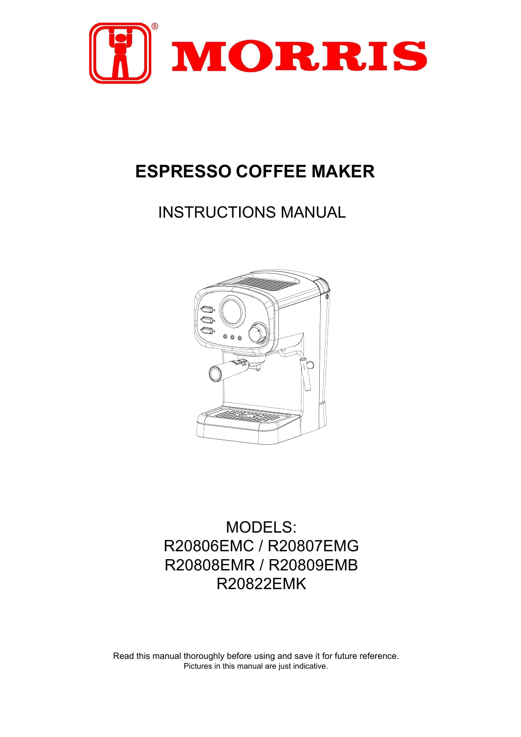# MORRIS

## ESPRESSO COFFEE MAKER

INSTRUCTIONS MANUAL

MODELS:
R20806EMC / R20807EMG
R20808EMR / R20809EMB
R20822EMK

Read this manual thoroughly before using and save it for future reference.
Pictures in this manual are just indicative.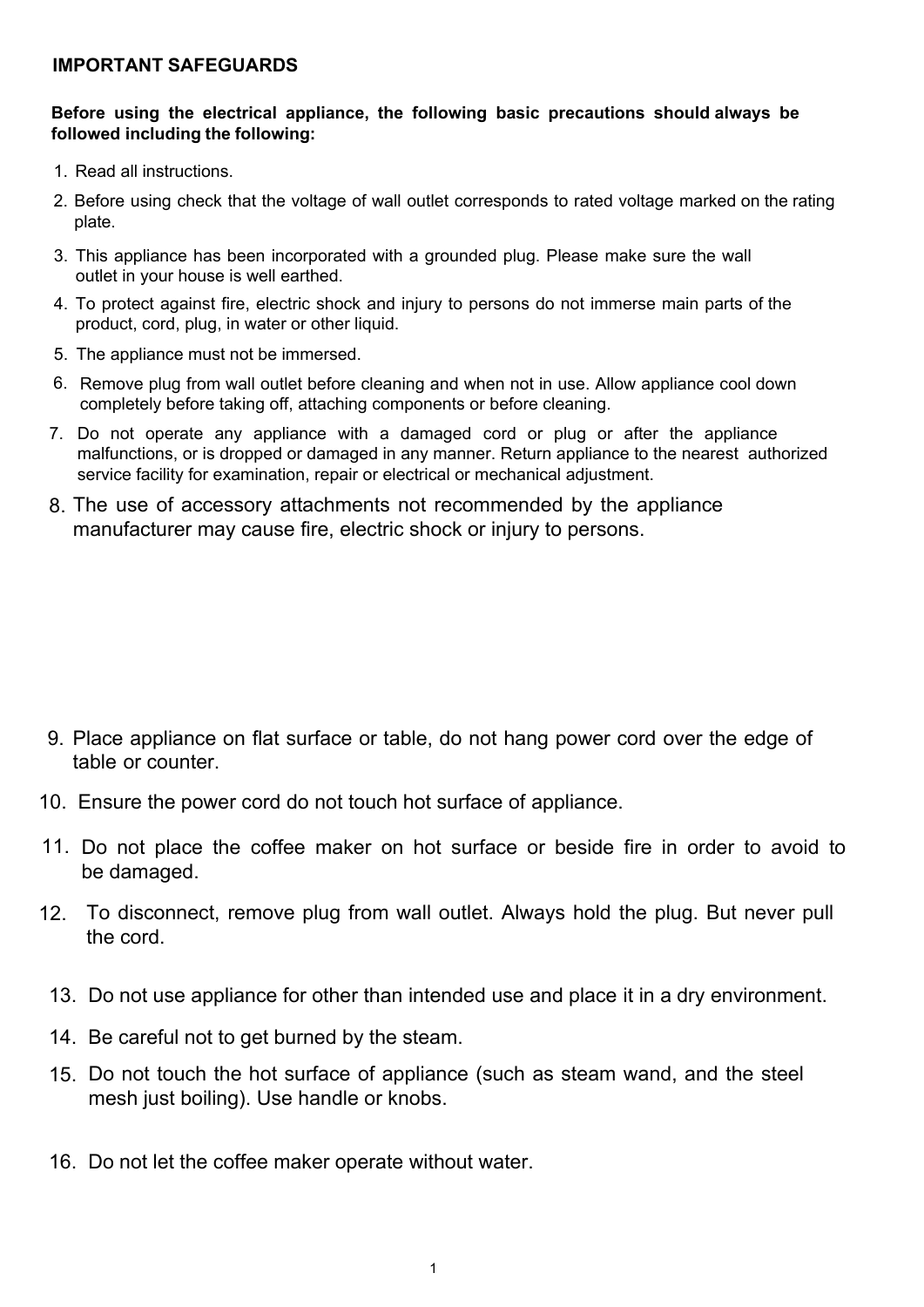## IMPORTANT SAFEGUARDS

**Before using the electrical appliance, the following basic precautions should always be followed including the following:**

1. Read all instructions.
2. Before using check that the voltage of wall outlet corresponds to rated voltage marked on the rating plate.
3. This appliance has been incorporated with a grounded plug. Please make sure the wall outlet in your house is well earthed.
4. To protect against fire, electric shock and injury to persons do not immerse main parts of the product, cord, plug, in water or other liquid.
5. The appliance must not be immersed.
6. Remove plug from wall outlet before cleaning and when not in use. Allow appliance cool down completely before taking off, attaching components or before cleaning.
7. Do not operate any appliance with a damaged cord or plug or after the appliance malfunctions, or is dropped or damaged in any manner. Return appliance to the nearest authorized service facility for examination, repair or electrical or mechanical adjustment.
8. The use of accessory attachments not recommended by the appliance manufacturer may cause fire, electric shock or injury to persons.
9. Place appliance on flat surface or table, do not hang power cord over the edge of table or counter.
10. Ensure the power cord do not touch hot surface of appliance.
11. Do not place the coffee maker on hot surface or beside fire in order to avoid to be damaged.
12. To disconnect, remove plug from wall outlet. Always hold the plug. But never pull the cord.
13. Do not use appliance for other than intended use and place it in a dry environment.
14. Be careful not to get burned by the steam.
15. Do not touch the hot surface of appliance (such as steam wand, and the steel mesh just boiling). Use handle or knobs.
16. Do not let the coffee maker operate without water.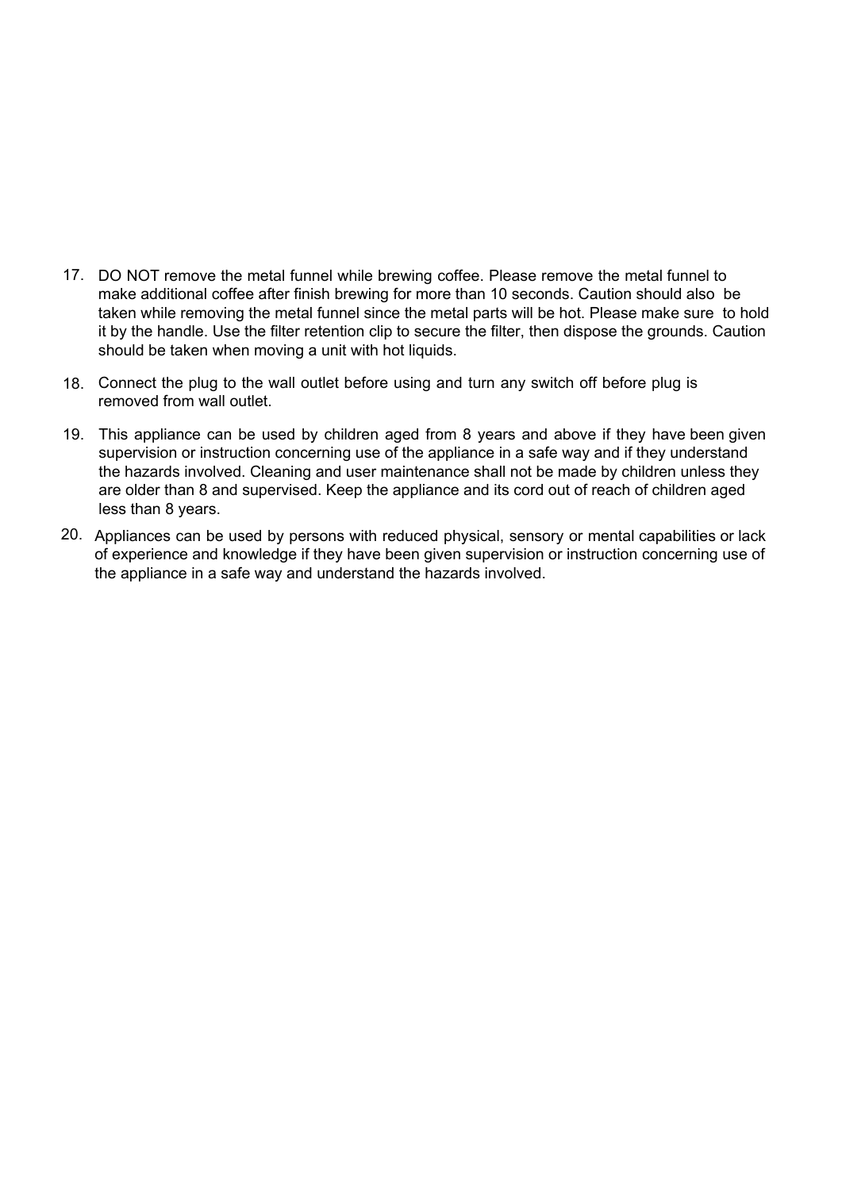17. DO NOT remove the metal funnel while brewing coffee. Please remove the metal funnel to make additional coffee after finish brewing for more than 10 seconds. Caution should also be taken while removing the metal funnel since the metal parts will be hot. Please make sure to hold it by the handle. Use the filter retention clip to secure the filter, then dispose the grounds. Caution should be taken when moving a unit with hot liquids.

18. Connect the plug to the wall outlet before using and turn any switch off before plug is removed from wall outlet.

19. This appliance can be used by children aged from 8 years and above if they have been given supervision or instruction concerning use of the appliance in a safe way and if they understand the hazards involved. Cleaning and user maintenance shall not be made by children unless they are older than 8 and supervised. Keep the appliance and its cord out of reach of children aged less than 8 years.

20. Appliances can be used by persons with reduced physical, sensory or mental capabilities or lack of experience and knowledge if they have been given supervision or instruction concerning use of the appliance in a safe way and understand the hazards involved.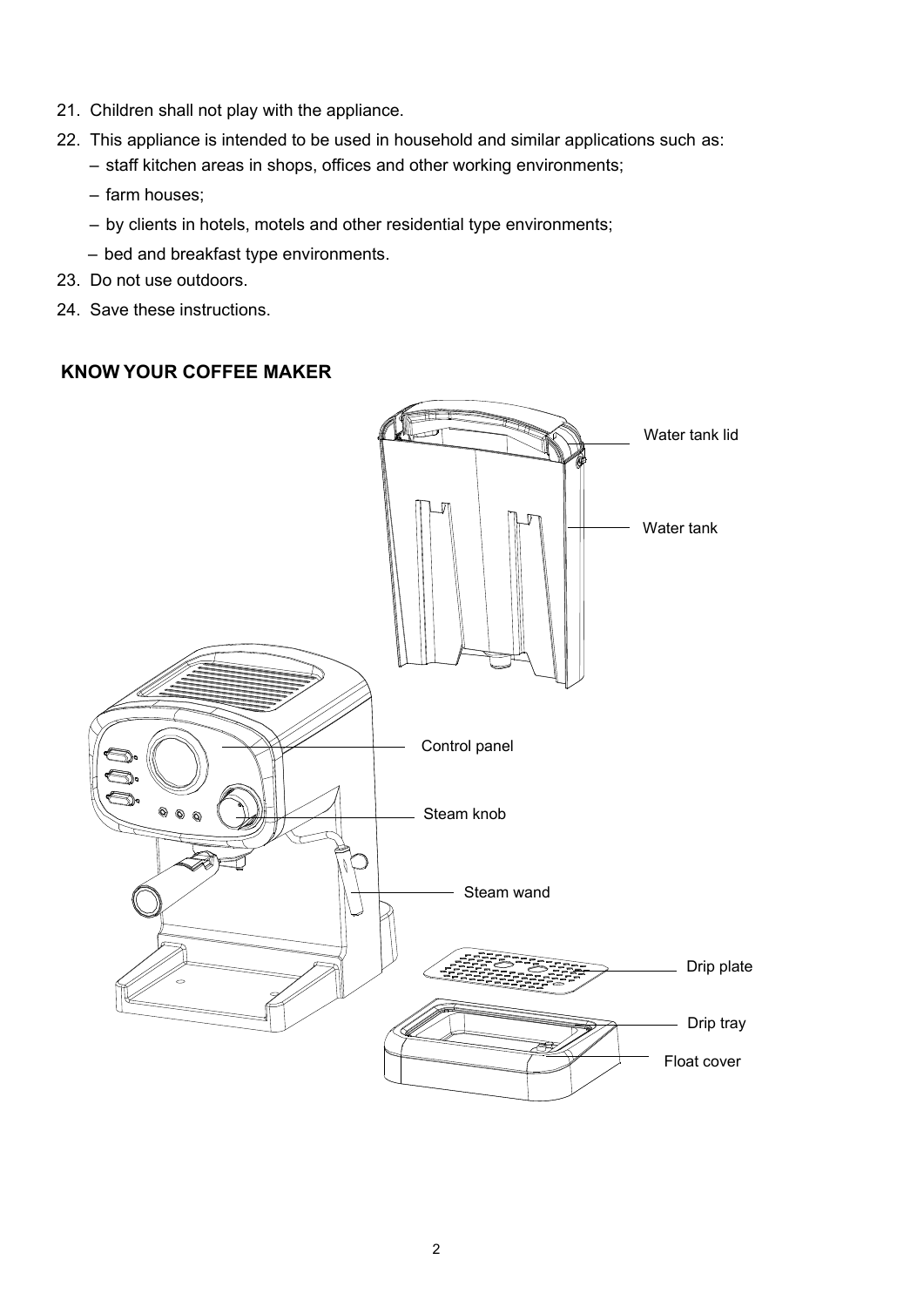21. Children shall not play with the appliance.
22. This appliance is intended to be used in household and similar applications such as:
    - staff kitchen areas in shops, offices and other working environments;
    - farm houses;
    - by clients in hotels, motels and other residential type environments;
    - bed and breakfast type environments.
23. Do not use outdoors.
24. Save these instructions.

## KNOW YOUR COFFEE MAKER

Water tank lid

Water tank

Control panel

Steam knob

Steam wand

Drip plate

Drip tray

Float cover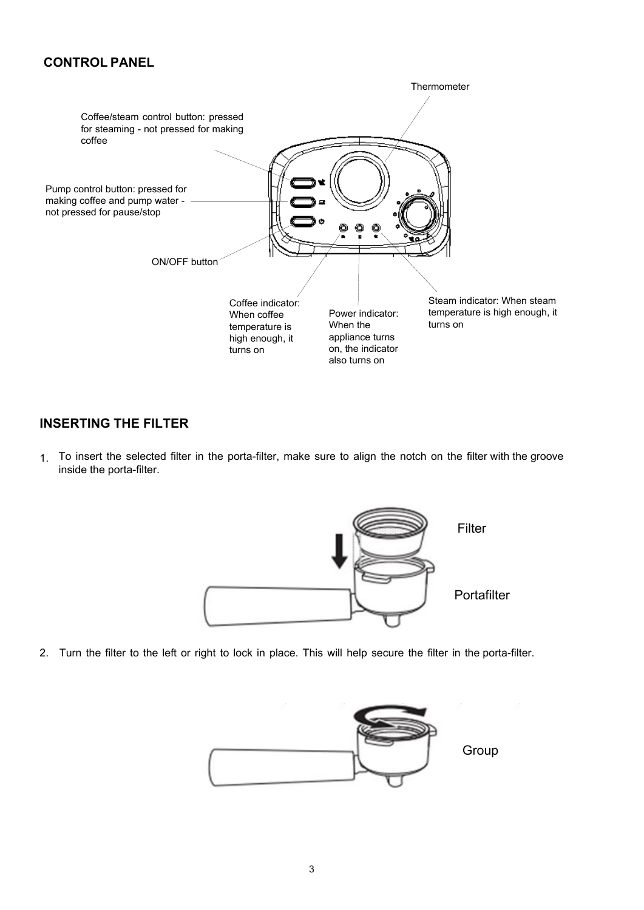## CONTROL PANEL

Thermometer

Coffee/steam control button: pressed for steaming - not pressed for making coffee

Pump control button: pressed for making coffee and pump water - not pressed for pause/stop

ON/OFF button

Coffee indicator: When coffee temperature is high enough, it turns on

Power indicator: When the appliance turns on, the indicator also turns on

Steam indicator: When steam temperature is high enough, it turns on

## INSERTING THE FILTER

1. To insert the selected filter in the porta-filter, make sure to align the notch on the filter with the groove inside the porta-filter.

Filter

Portafilter

2. Turn the filter to the left or right to lock in place. This will help secure the filter in the porta-filter.

Group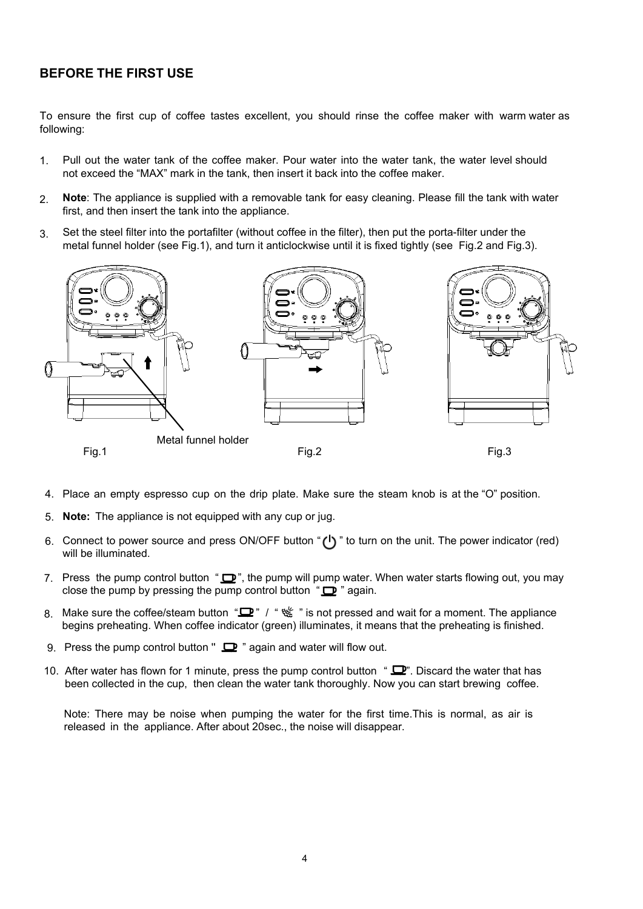## BEFORE THE FIRST USE

To ensure the first cup of coffee tastes excellent, you should rinse the coffee maker with warm water as following:

1. Pull out the water tank of the coffee maker. Pour water into the water tank, the water level should not exceed the “MAX” mark in the tank, then insert it back into the coffee maker.
2. **Note**: The appliance is supplied with a removable tank for easy cleaning. Please fill the tank with water first, and then insert the tank into the appliance.
3. Set the steel filter into the portafilter (without coffee in the filter), then put the porta-filter under the metal funnel holder (see Fig.1), and turn it anticlockwise until it is fixed tightly (see Fig.2 and Fig.3).

Metal funnel holder

Fig.1

Fig.2

Fig.3

4. Place an empty espresso cup on the drip plate. Make sure the steam knob is at the “O” position.
5. **Note:** The appliance is not equipped with any cup or jug.
6. Connect to power source and press ON/OFF button “ ” to turn on the unit. The power indicator (red) will be illuminated.
7. Press the pump control button “ ”, the pump will pump water. When water starts flowing out, you may close the pump by pressing the pump control button “ ” again.
8. Make sure the coffee/steam button “ ” / “ ” is not pressed and wait for a moment. The appliance begins preheating. When coffee indicator (green) illuminates, it means that the preheating is finished.
9. Press the pump control button " " again and water will flow out.
10. After water has flown for 1 minute, press the pump control button “ ”. Discard the water that has been collected in the cup, then clean the water tank thoroughly. Now you can start brewing coffee.

Note: There may be noise when pumping the water for the first time.This is normal, as air is released in the appliance. After about 20sec., the noise will disappear.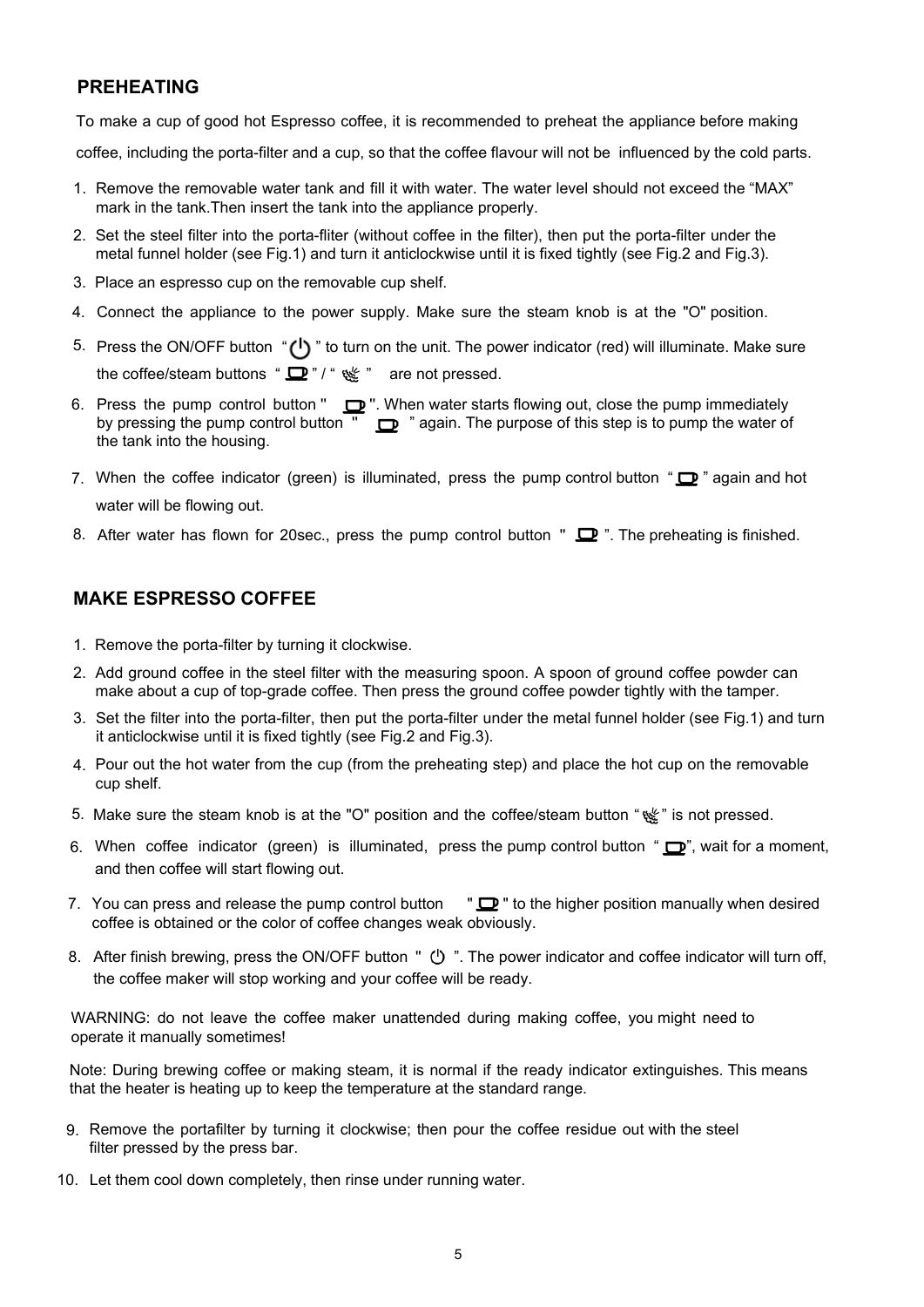## PREHEATING

To make a cup of good hot Espresso coffee, it is recommended to preheat the appliance before making coffee, including the porta-filter and a cup, so that the coffee flavour will not be influenced by the cold parts.

1. Remove the removable water tank and fill it with water. The water level should not exceed the "MAX" mark in the tank.Then insert the tank into the appliance properly.
2. Set the steel filter into the porta-fliter (without coffee in the filter), then put the porta-filter under the metal funnel holder (see Fig.1) and turn it anticlockwise until it is fixed tightly (see Fig.2 and Fig.3).
3. Place an espresso cup on the removable cup shelf.
4. Connect the appliance to the power supply. Make sure the steam knob is at the "O" position.
5. Press the ON/OFF button " ⏻ " to turn on the unit. The power indicator (red) will illuminate. Make sure the coffee/steam buttons " ☕ " / " ♨ " are not pressed.
6. Press the pump control button " ☕ ". When water starts flowing out, close the pump immediately by pressing the pump control button " ☕ " again. The purpose of this step is to pump the water of the tank into the housing.
7. When the coffee indicator (green) is illuminated, press the pump control button " ☕ " again and hot water will be flowing out.
8. After water has flown for 20sec., press the pump control button " ☕ ". The preheating is finished.

## MAKE ESPRESSO COFFEE

1. Remove the porta-filter by turning it clockwise.
2. Add ground coffee in the steel filter with the measuring spoon. A spoon of ground coffee powder can make about a cup of top-grade coffee. Then press the ground coffee powder tightly with the tamper.
3. Set the filter into the porta-filter, then put the porta-filter under the metal funnel holder (see Fig.1) and turn it anticlockwise until it is fixed tightly (see Fig.2 and Fig.3).
4. Pour out the hot water from the cup (from the preheating step) and place the hot cup on the removable cup shelf.
5. Make sure the steam knob is at the "O" position and the coffee/steam button " ♨ " is not pressed.
6. When coffee indicator (green) is illuminated, press the pump control button " ☕", wait for a moment, and then coffee will start flowing out.
7. You can press and release the pump control button " ☕ " to the higher position manually when desired coffee is obtained or the color of coffee changes weak obviously.
8. After finish brewing, press the ON/OFF button " ⏻ ". The power indicator and coffee indicator will turn off, the coffee maker will stop working and your coffee will be ready.

WARNING: do not leave the coffee maker unattended during making coffee, you might need to operate it manually sometimes!

Note: During brewing coffee or making steam, it is normal if the ready indicator extinguishes. This means that the heater is heating up to keep the temperature at the standard range.

9. Remove the portafilter by turning it clockwise; then pour the coffee residue out with the steel filter pressed by the press bar.
10. Let them cool down completely, then rinse under running water.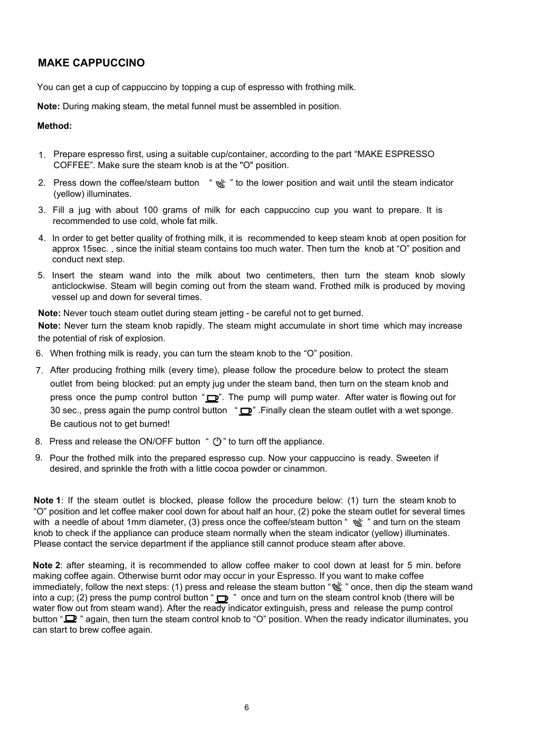## MAKE CAPPUCCINO

You can get a cup of cappuccino by topping a cup of espresso with frothing milk.

**Note:** During making steam, the metal funnel must be assembled in position.

**Method:**

1. Prepare espresso first, using a suitable cup/container, according to the part "MAKE ESPRESSO COFFEE". Make sure the steam knob is at the "O" position.
2. Press down the coffee/steam button " " to the lower position and wait until the steam indicator (yellow) illuminates.
3. Fill a jug with about 100 grams of milk for each cappuccino cup you want to prepare. It is recommended to use cold, whole fat milk.
4. In order to get better quality of frothing milk, it is recommended to keep steam knob at open position for approx 15sec. , since the initial steam contains too much water. Then turn the knob at "O" position and conduct next step.
5. Insert the steam wand into the milk about two centimeters, then turn the steam knob slowly anticlockwise. Steam will begin coming out from the steam wand. Frothed milk is produced by moving vessel up and down for several times.

**Note:** Never touch steam outlet during steam jetting - be careful not to get burned.

**Note:** Never turn the steam knob rapidly. The steam might accumulate in short time which may increase the potential of risk of explosion.

6. When frothing milk is ready, you can turn the steam knob to the "O" position.
7. After producing frothing milk (every time), please follow the procedure below to protect the steam outlet from being blocked: put an empty jug under the steam band, then turn on the steam knob and press once the pump control button " ". The pump will pump water. After water is flowing out for 30 sec., press again the pump control button " " .Finally clean the steam outlet with a wet sponge. Be cautious not to get burned!
8. Press and release the ON/OFF button " " to turn off the appliance.
9. Pour the frothed milk into the prepared espresso cup. Now your cappuccino is ready. Sweeten if desired, and sprinkle the froth with a little cocoa powder or cinammon.

**Note 1**: If the steam outlet is blocked, please follow the procedure below: (1) turn the steam knob to "O" position and let coffee maker cool down for about half an hour, (2) poke the steam outlet for several times with a needle of about 1mm diameter, (3) press once the coffee/steam button " " and turn on the steam knob to check if the appliance can produce steam normally when the steam indicator (yellow) illuminates. Please contact the service department if the appliance still cannot produce steam after above.

**Note 2**: after steaming, it is recommended to allow coffee maker to cool down at least for 5 min. before making coffee again. Otherwise burnt odor may occur in your Espresso. If you want to make coffee immediately, follow the next steps: (1) press and release the steam button " " once, then dip the steam wand into a cup; (2) press the pump control button " " once and turn on the steam control knob (there will be water flow out from steam wand). After the ready indicator extinguish, press and release the pump control button " " again, then turn the steam control knob to "O" position. When the ready indicator illuminates, you can start to brew coffee again.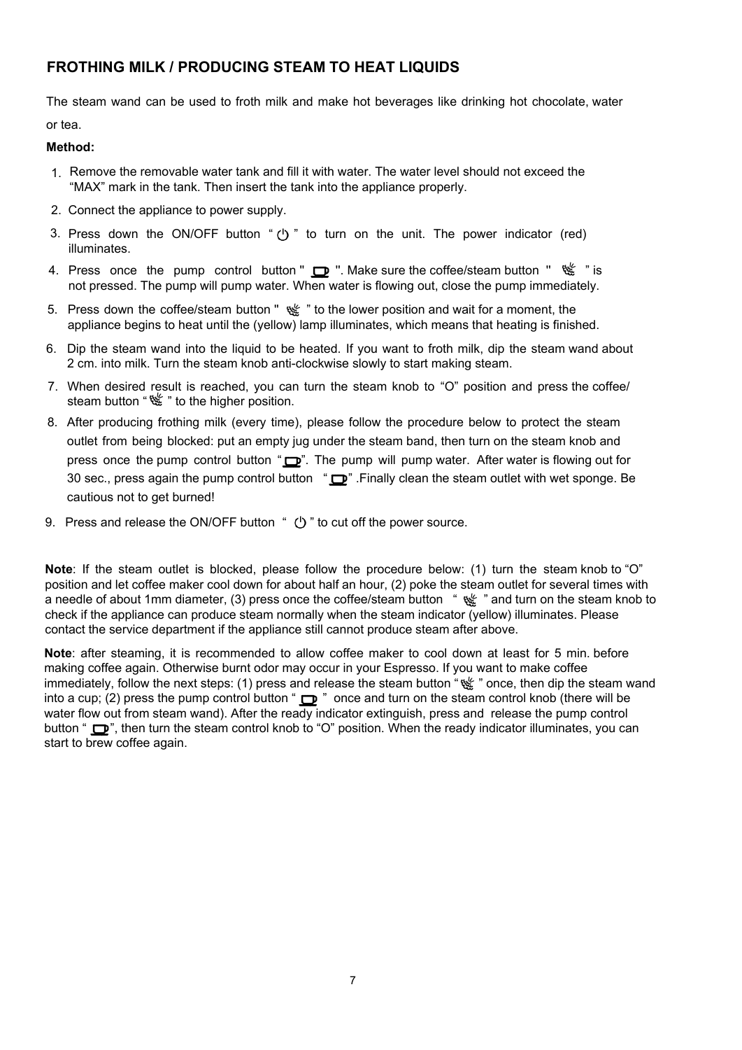## FROTHING MILK / PRODUCING STEAM TO HEAT LIQUIDS

The steam wand can be used to froth milk and make hot beverages like drinking hot chocolate, water or tea.

**Method:**

1. Remove the removable water tank and fill it with water. The water level should not exceed the "MAX" mark in the tank. Then insert the tank into the appliance properly.
2. Connect the appliance to power supply.
3. Press down the ON/OFF button " ⏻ " to turn on the unit. The power indicator (red) illuminates.
4. Press once the pump control button " ☕ ". Make sure the coffee/steam button " ♨ " is not pressed. The pump will pump water. When water is flowing out, close the pump immediately.
5. Press down the coffee/steam button " ♨ " to the lower position and wait for a moment, the appliance begins to heat until the (yellow) lamp illuminates, which means that heating is finished.
6. Dip the steam wand into the liquid to be heated. If you want to froth milk, dip the steam wand about 2 cm. into milk. Turn the steam knob anti-clockwise slowly to start making steam.
7. When desired result is reached, you can turn the steam knob to "O" position and press the coffee/ steam button " ♨ " to the higher position.
8. After producing frothing milk (every time), please follow the procedure below to protect the steam outlet from being blocked: put an empty jug under the steam band, then turn on the steam knob and press once the pump control button " ☕ ". The pump will pump water. After water is flowing out for 30 sec., press again the pump control button " ☕ " .Finally clean the steam outlet with wet sponge. Be cautious not to get burned!
9. Press and release the ON/OFF button " ⏻ " to cut off the power source.

**Note**: If the steam outlet is blocked, please follow the procedure below: (1) turn the steam knob to "O" position and let coffee maker cool down for about half an hour, (2) poke the steam outlet for several times with a needle of about 1mm diameter, (3) press once the coffee/steam button " ♨ " and turn on the steam knob to check if the appliance can produce steam normally when the steam indicator (yellow) illuminates. Please contact the service department if the appliance still cannot produce steam after above.

**Note**: after steaming, it is recommended to allow coffee maker to cool down at least for 5 min. before making coffee again. Otherwise burnt odor may occur in your Espresso. If you want to make coffee immediately, follow the next steps: (1) press and release the steam button " ♨ " once, then dip the steam wand into a cup; (2) press the pump control button " ☕ " once and turn on the steam control knob (there will be water flow out from steam wand). After the ready indicator extinguish, press and release the pump control button " ☕ ", then turn the steam control knob to "O" position. When the ready indicator illuminates, you can start to brew coffee again.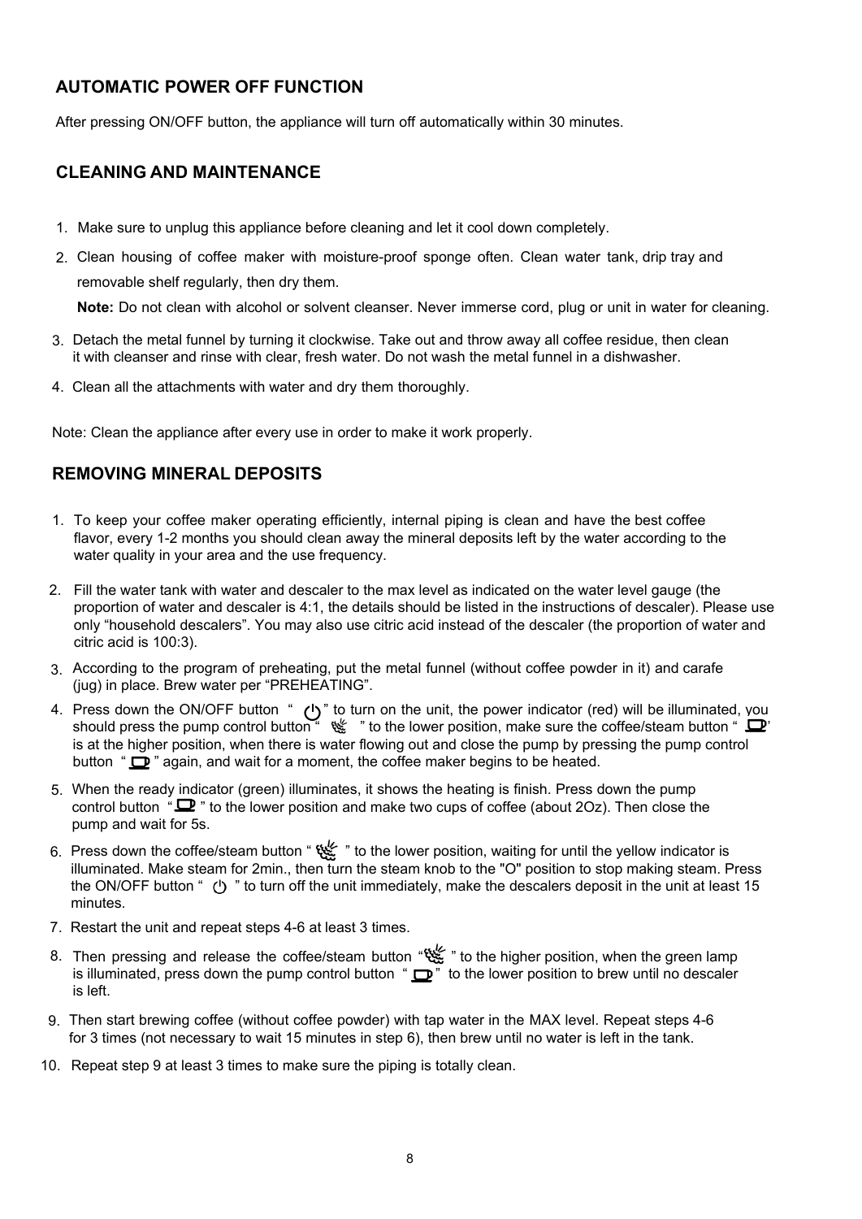## AUTOMATIC POWER OFF FUNCTION

After pressing ON/OFF button, the appliance will turn off automatically within 30 minutes.

## CLEANING AND MAINTENANCE

1. Make sure to unplug this appliance before cleaning and let it cool down completely.
2. Clean housing of coffee maker with moisture-proof sponge often. Clean water tank, drip tray and removable shelf regularly, then dry them.

   **Note:** Do not clean with alcohol or solvent cleanser. Never immerse cord, plug or unit in water for cleaning.
3. Detach the metal funnel by turning it clockwise. Take out and throw away all coffee residue, then clean it with cleanser and rinse with clear, fresh water. Do not wash the metal funnel in a dishwasher.
4. Clean all the attachments with water and dry them thoroughly.

Note: Clean the appliance after every use in order to make it work properly.

## REMOVING MINERAL DEPOSITS

1. To keep your coffee maker operating efficiently, internal piping is clean and have the best coffee flavor, every 1-2 months you should clean away the mineral deposits left by the water according to the water quality in your area and the use frequency.
2. Fill the water tank with water and descaler to the max level as indicated on the water level gauge (the proportion of water and descaler is 4:1, the details should be listed in the instructions of descaler). Please use only "household descalers". You may also use citric acid instead of the descaler (the proportion of water and citric acid is 100:3).
3. According to the program of preheating, put the metal funnel (without coffee powder in it) and carafe (jug) in place. Brew water per "PREHEATING".
4. Press down the ON/OFF button " ⏻ " to turn on the unit, the power indicator (red) will be illuminated, you should press the pump control button " ♨ " to the lower position, make sure the coffee/steam button " ☕ " is at the higher position, when there is water flowing out and close the pump by pressing the pump control button " ☕ " again, and wait for a moment, the coffee maker begins to be heated.
5. When the ready indicator (green) illuminates, it shows the heating is finish. Press down the pump control button " ☕ " to the lower position and make two cups of coffee (about 2Oz). Then close the pump and wait for 5s.
6. Press down the coffee/steam button " ♨ " to the lower position, waiting for until the yellow indicator is illuminated. Make steam for 2min., then turn the steam knob to the "O" position to stop making steam. Press the ON/OFF button " ⏻ " to turn off the unit immediately, make the descalers deposit in the unit at least 15 minutes.
7. Restart the unit and repeat steps 4-6 at least 3 times.
8. Then pressing and release the coffee/steam button " ♨ " to the higher position, when the green lamp is illuminated, press down the pump control button " ☕ " to the lower position to brew until no descaler is left.
9. Then start brewing coffee (without coffee powder) with tap water in the MAX level. Repeat steps 4-6 for 3 times (not necessary to wait 15 minutes in step 6), then brew until no water is left in the tank.
10. Repeat step 9 at least 3 times to make sure the piping is totally clean.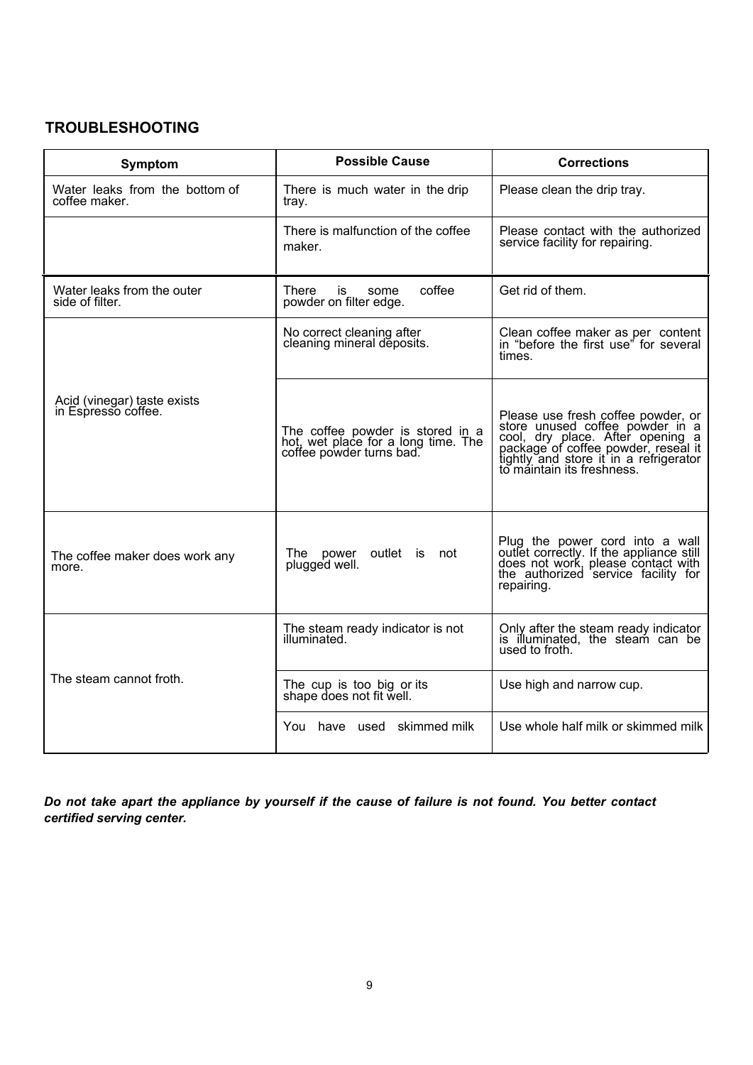## TROUBLESHOOTING

| Symptom | Possible Cause | Corrections |
|---|---|---|
| Water leaks from the bottom of coffee maker. | There is much water in the drip tray. | Please clean the drip tray. |
| | There is malfunction of the coffee maker. | Please contact with the authorized service facility for repairing. |
| Water leaks from the outer side of filter. | There is some coffee powder on filter edge. | Get rid of them. |
| Acid (vinegar) taste exists in Espresso coffee. | No correct cleaning after cleaning mineral deposits. | Clean coffee maker as per content in "before the first use" for several times. |
| | The coffee powder is stored in a hot, wet place for a long time. The coffee powder turns bad. | Please use fresh coffee powder, or store unused coffee powder in a cool, dry place. After opening a package of coffee powder, reseal it tightly and store it in a refrigerator to maintain its freshness. |
| The coffee maker does work any more. | The power outlet is not plugged well. | Plug the power cord into a wall outlet correctly. If the appliance still does not work, please contact with the authorized service facility for repairing. |
| The steam cannot froth. | The steam ready indicator is not illuminated. | Only after the steam ready indicator is illuminated, the steam can be used to froth. |
| | The cup is too big or its shape does not fit well. | Use high and narrow cup. |
| | You have used skimmed milk | Use whole half milk or skimmed milk |

***Do not take apart the appliance by yourself if the cause of failure is not found. You better contact certified serving center.***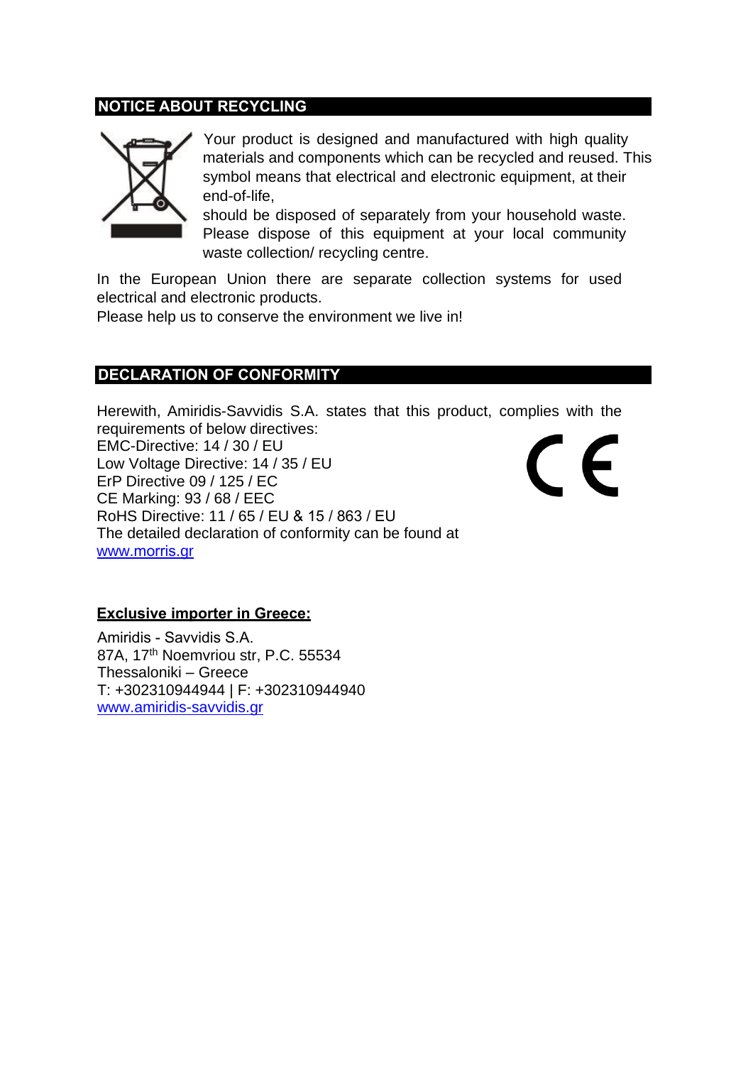## NOTICE ABOUT RECYCLING

Your product is designed and manufactured with high quality materials and components which can be recycled and reused. This symbol means that electrical and electronic equipment, at their end-of-life,
should be disposed of separately from your household waste. Please dispose of this equipment at your local community waste collection/ recycling centre.

In the European Union there are separate collection systems for used electrical and electronic products.
Please help us to conserve the environment we live in!

## DECLARATION OF CONFORMITY

Herewith, Amiridis-Savvidis S.A. states that this product, complies with the requirements of below directives:
EMC-Directive: 14 / 30 / EU
Low Voltage Directive: 14 / 35 / EU
ErP Directive 09 / 125 / EC
CE Marking: 93 / 68 / EEC
RoHS Directive: 11 / 65 / EU & 15 / 863 / EU
The detailed declaration of conformity can be found at
www.morris.gr

CE

**Exclusive importer in Greece:**

Amiridis - Savvidis S.A.
87A, 17th Noemvriou str, P.C. 55534
Thessaloniki – Greece
T: +302310944944 | F: +302310944940
www.amiridis-savvidis.gr